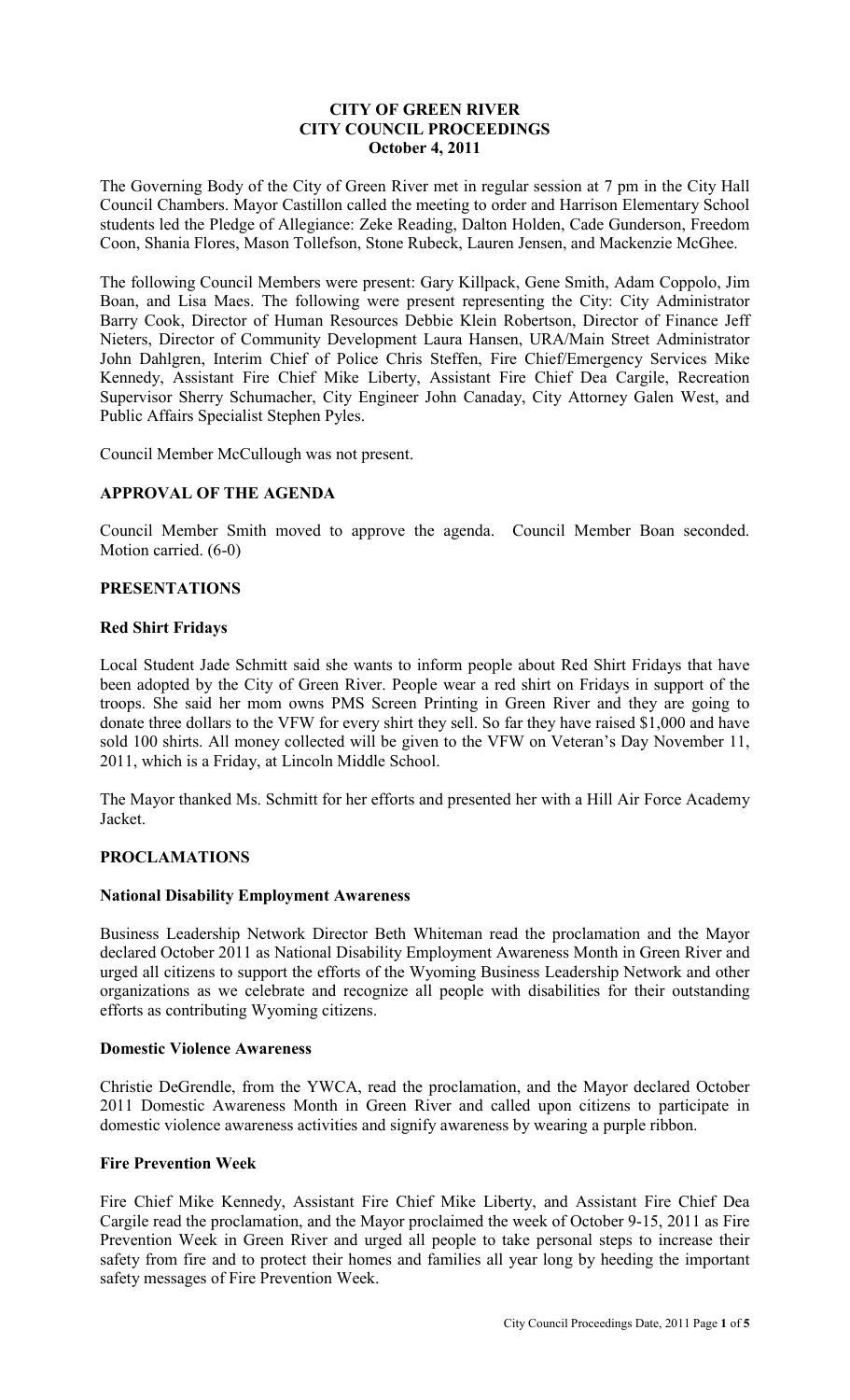**CITY OF GREEN RIVER**
**CITY COUNCIL PROCEEDINGS**
**October 4, 2011**

The Governing Body of the City of Green River met in regular session at 7 pm in the City Hall Council Chambers. Mayor Castillon called the meeting to order and Harrison Elementary School students led the Pledge of Allegiance: Zeke Reading, Dalton Holden, Cade Gunderson, Freedom Coon, Shania Flores, Mason Tollefson, Stone Rubeck, Lauren Jensen, and Mackenzie McGhee.

The following Council Members were present: Gary Killpack, Gene Smith, Adam Coppolo, Jim Boan, and Lisa Maes. The following were present representing the City: City Administrator Barry Cook, Director of Human Resources Debbie Klein Robertson, Director of Finance Jeff Nieters, Director of Community Development Laura Hansen, URA/Main Street Administrator John Dahlgren, Interim Chief of Police Chris Steffen, Fire Chief/Emergency Services Mike Kennedy, Assistant Fire Chief Mike Liberty, Assistant Fire Chief Dea Cargile, Recreation Supervisor Sherry Schumacher, City Engineer John Canaday, City Attorney Galen West, and Public Affairs Specialist Stephen Pyles.

Council Member McCullough was not present.

## APPROVAL OF THE AGENDA

Council Member Smith moved to approve the agenda. Council Member Boan seconded. Motion carried. (6-0)

## PRESENTATIONS

### Red Shirt Fridays

Local Student Jade Schmitt said she wants to inform people about Red Shirt Fridays that have been adopted by the City of Green River. People wear a red shirt on Fridays in support of the troops. She said her mom owns PMS Screen Printing in Green River and they are going to donate three dollars to the VFW for every shirt they sell. So far they have raised $1,000 and have sold 100 shirts. All money collected will be given to the VFW on Veteran's Day November 11, 2011, which is a Friday, at Lincoln Middle School.

The Mayor thanked Ms. Schmitt for her efforts and presented her with a Hill Air Force Academy Jacket.

## PROCLAMATIONS

### National Disability Employment Awareness

Business Leadership Network Director Beth Whiteman read the proclamation and the Mayor declared October 2011 as National Disability Employment Awareness Month in Green River and urged all citizens to support the efforts of the Wyoming Business Leadership Network and other organizations as we celebrate and recognize all people with disabilities for their outstanding efforts as contributing Wyoming citizens.

### Domestic Violence Awareness

Christie DeGrendle, from the YWCA, read the proclamation, and the Mayor declared October 2011 Domestic Awareness Month in Green River and called upon citizens to participate in domestic violence awareness activities and signify awareness by wearing a purple ribbon.

### Fire Prevention Week

Fire Chief Mike Kennedy, Assistant Fire Chief Mike Liberty, and Assistant Fire Chief Dea Cargile read the proclamation, and the Mayor proclaimed the week of October 9-15, 2011 as Fire Prevention Week in Green River and urged all people to take personal steps to increase their safety from fire and to protect their homes and families all year long by heeding the important safety messages of Fire Prevention Week.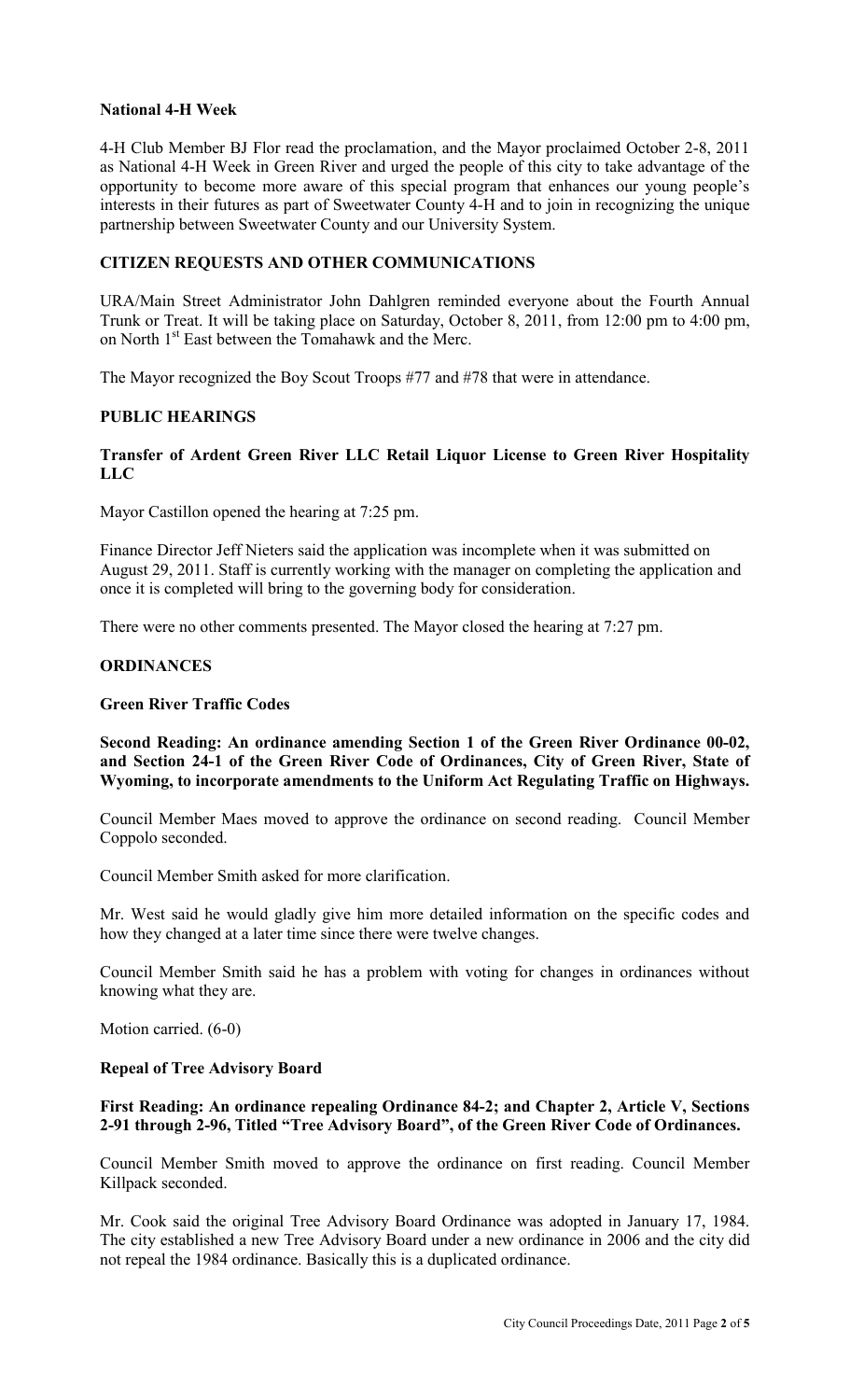**National 4-H Week**

4-H Club Member BJ Flor read the proclamation, and the Mayor proclaimed October 2-8, 2011 as National 4-H Week in Green River and urged the people of this city to take advantage of the opportunity to become more aware of this special program that enhances our young people's interests in their futures as part of Sweetwater County 4-H and to join in recognizing the unique partnership between Sweetwater County and our University System.

**CITIZEN REQUESTS AND OTHER COMMUNICATIONS**

URA/Main Street Administrator John Dahlgren reminded everyone about the Fourth Annual Trunk or Treat. It will be taking place on Saturday, October 8, 2011, from 12:00 pm to 4:00 pm, on North 1st East between the Tomahawk and the Merc.

The Mayor recognized the Boy Scout Troops #77 and #78 that were in attendance.

**PUBLIC HEARINGS**

**Transfer of Ardent Green River LLC Retail Liquor License to Green River Hospitality LLC**

Mayor Castillon opened the hearing at 7:25 pm.

Finance Director Jeff Nieters said the application was incomplete when it was submitted on August 29, 2011. Staff is currently working with the manager on completing the application and once it is completed will bring to the governing body for consideration.

There were no other comments presented. The Mayor closed the hearing at 7:27 pm.

**ORDINANCES**

**Green River Traffic Codes**

**Second Reading: An ordinance amending Section 1 of the Green River Ordinance 00-02, and Section 24-1 of the Green River Code of Ordinances, City of Green River, State of Wyoming, to incorporate amendments to the Uniform Act Regulating Traffic on Highways.**

Council Member Maes moved to approve the ordinance on second reading. Council Member Coppolo seconded.

Council Member Smith asked for more clarification.

Mr. West said he would gladly give him more detailed information on the specific codes and how they changed at a later time since there were twelve changes.

Council Member Smith said he has a problem with voting for changes in ordinances without knowing what they are.

Motion carried. (6-0)

**Repeal of Tree Advisory Board**

**First Reading: An ordinance repealing Ordinance 84-2; and Chapter 2, Article V, Sections 2-91 through 2-96, Titled "Tree Advisory Board", of the Green River Code of Ordinances.**

Council Member Smith moved to approve the ordinance on first reading. Council Member Killpack seconded.

Mr. Cook said the original Tree Advisory Board Ordinance was adopted in January 17, 1984. The city established a new Tree Advisory Board under a new ordinance in 2006 and the city did not repeal the 1984 ordinance. Basically this is a duplicated ordinance.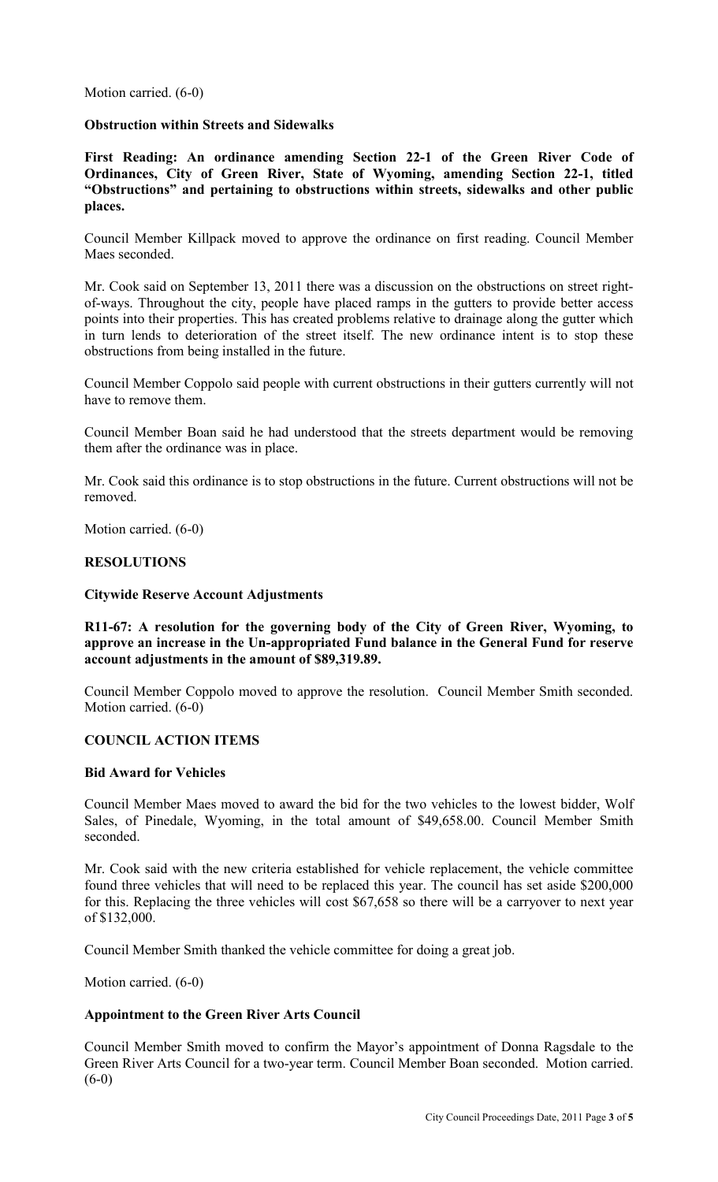Motion carried. (6-0)

**Obstruction within Streets and Sidewalks**

**First Reading: An ordinance amending Section 22-1 of the Green River Code of Ordinances, City of Green River, State of Wyoming, amending Section 22-1, titled "Obstructions" and pertaining to obstructions within streets, sidewalks and other public places.**

Council Member Killpack moved to approve the ordinance on first reading. Council Member Maes seconded.

Mr. Cook said on September 13, 2011 there was a discussion on the obstructions on street right-of-ways. Throughout the city, people have placed ramps in the gutters to provide better access points into their properties. This has created problems relative to drainage along the gutter which in turn lends to deterioration of the street itself. The new ordinance intent is to stop these obstructions from being installed in the future.

Council Member Coppolo said people with current obstructions in their gutters currently will not have to remove them.

Council Member Boan said he had understood that the streets department would be removing them after the ordinance was in place.

Mr. Cook said this ordinance is to stop obstructions in the future. Current obstructions will not be removed.

Motion carried. (6-0)

## RESOLUTIONS

**Citywide Reserve Account Adjustments**

**R11-67: A resolution for the governing body of the City of Green River, Wyoming, to approve an increase in the Un-appropriated Fund balance in the General Fund for reserve account adjustments in the amount of $89,319.89.**

Council Member Coppolo moved to approve the resolution. Council Member Smith seconded. Motion carried. (6-0)

## COUNCIL ACTION ITEMS

**Bid Award for Vehicles**

Council Member Maes moved to award the bid for the two vehicles to the lowest bidder, Wolf Sales, of Pinedale, Wyoming, in the total amount of $49,658.00. Council Member Smith seconded.

Mr. Cook said with the new criteria established for vehicle replacement, the vehicle committee found three vehicles that will need to be replaced this year. The council has set aside $200,000 for this. Replacing the three vehicles will cost $67,658 so there will be a carryover to next year of $132,000.

Council Member Smith thanked the vehicle committee for doing a great job.

Motion carried. (6-0)

**Appointment to the Green River Arts Council**

Council Member Smith moved to confirm the Mayor's appointment of Donna Ragsdale to the Green River Arts Council for a two-year term. Council Member Boan seconded. Motion carried. (6-0)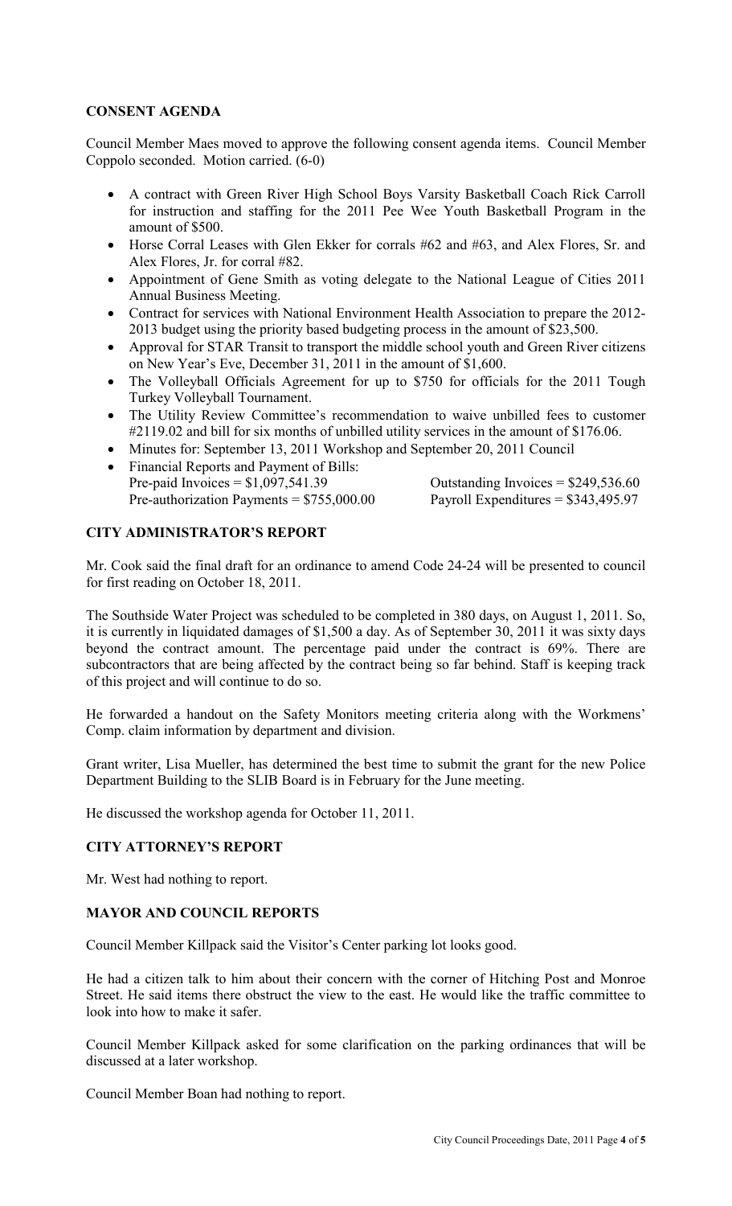**CONSENT AGENDA**

Council Member Maes moved to approve the following consent agenda items. Council Member Coppolo seconded. Motion carried. (6-0)

- A contract with Green River High School Boys Varsity Basketball Coach Rick Carroll for instruction and staffing for the 2011 Pee Wee Youth Basketball Program in the amount of $500.
- Horse Corral Leases with Glen Ekker for corrals #62 and #63, and Alex Flores, Sr. and Alex Flores, Jr. for corral #82.
- Appointment of Gene Smith as voting delegate to the National League of Cities 2011 Annual Business Meeting.
- Contract for services with National Environment Health Association to prepare the 2012-2013 budget using the priority based budgeting process in the amount of $23,500.
- Approval for STAR Transit to transport the middle school youth and Green River citizens on New Year's Eve, December 31, 2011 in the amount of $1,600.
- The Volleyball Officials Agreement for up to $750 for officials for the 2011 Tough Turkey Volleyball Tournament.
- The Utility Review Committee's recommendation to waive unbilled fees to customer #2119.02 and bill for six months of unbilled utility services in the amount of $176.06.
- Minutes for: September 13, 2011 Workshop and September 20, 2011 Council
- Financial Reports and Payment of Bills:
  Pre-paid Invoices = $1,097,541.39 Outstanding Invoices = $249,536.60
  Pre-authorization Payments = $755,000.00 Payroll Expenditures = $343,495.97

**CITY ADMINISTRATOR'S REPORT**

Mr. Cook said the final draft for an ordinance to amend Code 24-24 will be presented to council for first reading on October 18, 2011.

The Southside Water Project was scheduled to be completed in 380 days, on August 1, 2011. So, it is currently in liquidated damages of $1,500 a day. As of September 30, 2011 it was sixty days beyond the contract amount. The percentage paid under the contract is 69%. There are subcontractors that are being affected by the contract being so far behind. Staff is keeping track of this project and will continue to do so.

He forwarded a handout on the Safety Monitors meeting criteria along with the Workmens' Comp. claim information by department and division.

Grant writer, Lisa Mueller, has determined the best time to submit the grant for the new Police Department Building to the SLIB Board is in February for the June meeting.

He discussed the workshop agenda for October 11, 2011.

**CITY ATTORNEY'S REPORT**

Mr. West had nothing to report.

**MAYOR AND COUNCIL REPORTS**

Council Member Killpack said the Visitor's Center parking lot looks good.

He had a citizen talk to him about their concern with the corner of Hitching Post and Monroe Street. He said items there obstruct the view to the east. He would like the traffic committee to look into how to make it safer.

Council Member Killpack asked for some clarification on the parking ordinances that will be discussed at a later workshop.

Council Member Boan had nothing to report.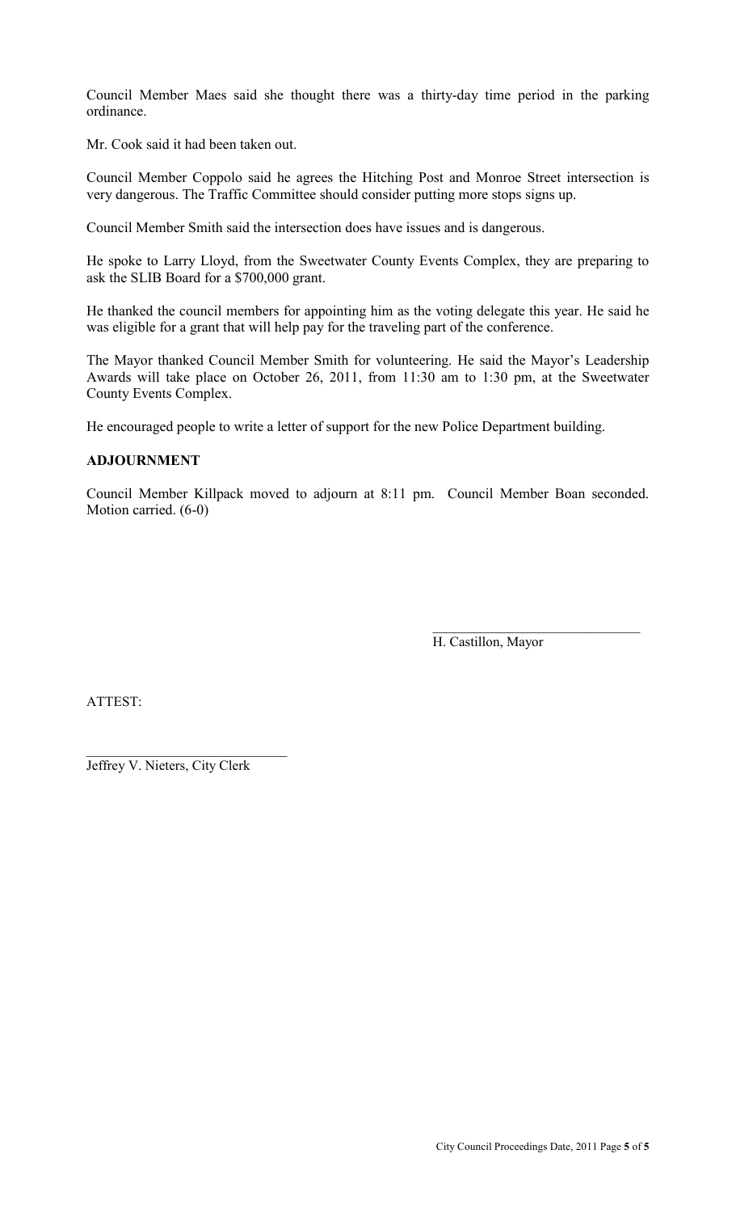Council Member Maes said she thought there was a thirty-day time period in the parking ordinance.

Mr. Cook said it had been taken out.

Council Member Coppolo said he agrees the Hitching Post and Monroe Street intersection is very dangerous. The Traffic Committee should consider putting more stops signs up.

Council Member Smith said the intersection does have issues and is dangerous.

He spoke to Larry Lloyd, from the Sweetwater County Events Complex, they are preparing to ask the SLIB Board for a $700,000 grant.

He thanked the council members for appointing him as the voting delegate this year. He said he was eligible for a grant that will help pay for the traveling part of the conference.

The Mayor thanked Council Member Smith for volunteering. He said the Mayor's Leadership Awards will take place on October 26, 2011, from 11:30 am to 1:30 pm, at the Sweetwater County Events Complex.

He encouraged people to write a letter of support for the new Police Department building.

**ADJOURNMENT**

Council Member Killpack moved to adjourn at 8:11 pm. Council Member Boan seconded. Motion carried. (6-0)

\_\_\_\_\_\_\_\_\_\_\_\_\_\_\_\_\_\_\_\_\_\_\_\_\_\_\_\_\_\_
H. Castillon, Mayor

ATTEST:

\_\_\_\_\_\_\_\_\_\_\_\_\_\_\_\_\_\_\_\_\_\_\_\_\_\_\_\_\_\_
Jeffrey V. Nieters, City Clerk